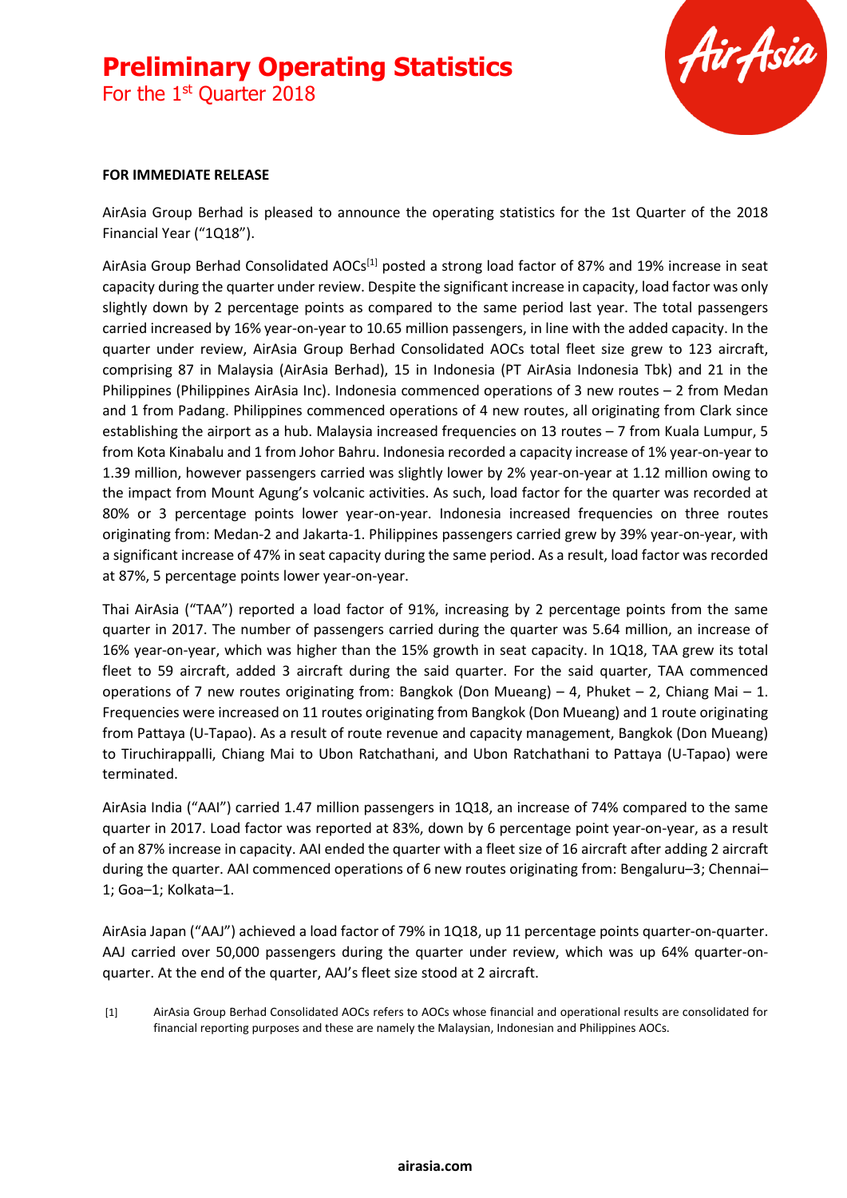# Preliminary Operating Statistics

For the 1st Quarter 2018

**FOR IMMEDIATE RELEASE**

AirAsia Group Berhad is pleased to announce the operating statistics for the 1st Quarter of the 2018 Financial Year ("1Q18").

AirAsia Group Berhad Consolidated AOCs[1] posted a strong load factor of 87% and 19% increase in seat capacity during the quarter under review. Despite the significant increase in capacity, load factor was only slightly down by 2 percentage points as compared to the same period last year. The total passengers carried increased by 16% year-on-year to 10.65 million passengers, in line with the added capacity. In the quarter under review, AirAsia Group Berhad Consolidated AOCs total fleet size grew to 123 aircraft, comprising 87 in Malaysia (AirAsia Berhad), 15 in Indonesia (PT AirAsia Indonesia Tbk) and 21 in the Philippines (Philippines AirAsia Inc). Indonesia commenced operations of 3 new routes – 2 from Medan and 1 from Padang. Philippines commenced operations of 4 new routes, all originating from Clark since establishing the airport as a hub. Malaysia increased frequencies on 13 routes – 7 from Kuala Lumpur, 5 from Kota Kinabalu and 1 from Johor Bahru. Indonesia recorded a capacity increase of 1% year-on-year to 1.39 million, however passengers carried was slightly lower by 2% year-on-year at 1.12 million owing to the impact from Mount Agung's volcanic activities. As such, load factor for the quarter was recorded at 80% or 3 percentage points lower year-on-year. Indonesia increased frequencies on three routes originating from: Medan-2 and Jakarta-1. Philippines passengers carried grew by 39% year-on-year, with a significant increase of 47% in seat capacity during the same period. As a result, load factor was recorded at 87%, 5 percentage points lower year-on-year.

Thai AirAsia ("TAA") reported a load factor of 91%, increasing by 2 percentage points from the same quarter in 2017. The number of passengers carried during the quarter was 5.64 million, an increase of 16% year-on-year, which was higher than the 15% growth in seat capacity. In 1Q18, TAA grew its total fleet to 59 aircraft, added 3 aircraft during the said quarter. For the said quarter, TAA commenced operations of 7 new routes originating from: Bangkok (Don Mueang) – 4, Phuket – 2, Chiang Mai – 1. Frequencies were increased on 11 routes originating from Bangkok (Don Mueang) and 1 route originating from Pattaya (U-Tapao). As a result of route revenue and capacity management, Bangkok (Don Mueang) to Tiruchirappalli, Chiang Mai to Ubon Ratchathani, and Ubon Ratchathani to Pattaya (U-Tapao) were terminated.

AirAsia India ("AAI") carried 1.47 million passengers in 1Q18, an increase of 74% compared to the same quarter in 2017. Load factor was reported at 83%, down by 6 percentage point year-on-year, as a result of an 87% increase in capacity. AAI ended the quarter with a fleet size of 16 aircraft after adding 2 aircraft during the quarter. AAI commenced operations of 6 new routes originating from: Bengaluru–3; Chennai–1; Goa–1; Kolkata–1.

AirAsia Japan ("AAJ") achieved a load factor of 79% in 1Q18, up 11 percentage points quarter-on-quarter. AAJ carried over 50,000 passengers during the quarter under review, which was up 64% quarter-on-quarter. At the end of the quarter, AAJ's fleet size stood at 2 aircraft.

[1] AirAsia Group Berhad Consolidated AOCs refers to AOCs whose financial and operational results are consolidated for financial reporting purposes and these are namely the Malaysian, Indonesian and Philippines AOCs.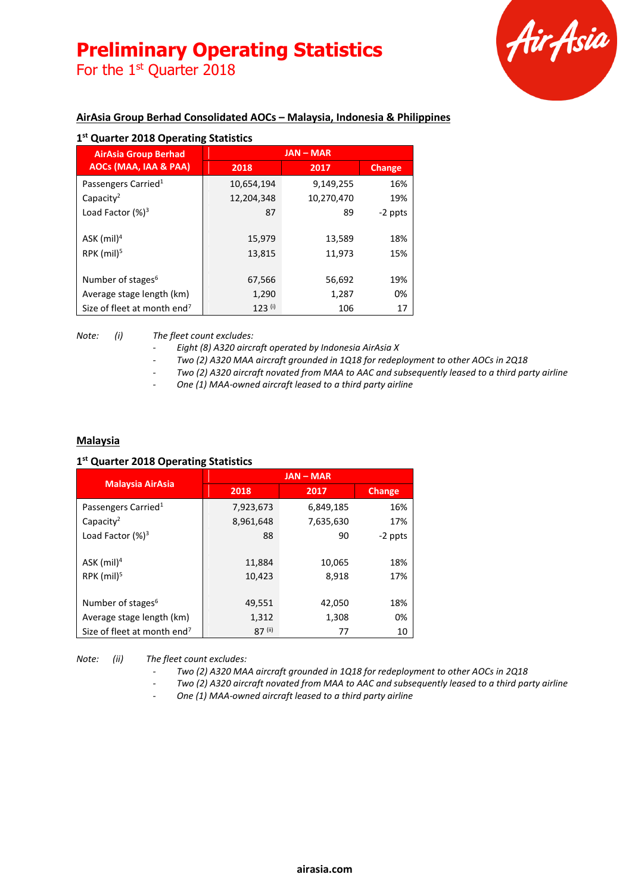# Preliminary Operating Statistics

For the 1st Quarter 2018

## AirAsia Group Berhad Consolidated AOCs – Malaysia, Indonesia & Philippines

### 1st Quarter 2018 Operating Statistics

| AirAsia Group Berhad AOCs (MAA, IAA & PAA) | JAN – MAR | | |
|---|---|---|---|
| | 2018 | 2017 | Change |
| Passengers Carried[1] | 10,654,194 | 9,149,255 | 16% |
| Capacity[2] | 12,204,348 | 10,270,470 | 19% |
| Load Factor (%)[3] | 87 | 89 | -2 ppts |
| | | | |
| ASK (mil)[4] | 15,979 | 13,589 | 18% |
| RPK (mil)[5] | 13,815 | 11,973 | 15% |
| | | | |
| Number of stages[6] | 67,566 | 56,692 | 19% |
| Average stage length (km) | 1,290 | 1,287 | 0% |
| Size of fleet at month end[7] | 123 [(i)] | 106 | 17 |

*Note: (i) The fleet count excludes:*

- *Eight (8) A320 aircraft operated by Indonesia AirAsia X*
- *Two (2) A320 MAA aircraft grounded in 1Q18 for redeployment to other AOCs in 2Q18*
- *Two (2) A320 aircraft novated from MAA to AAC and subsequently leased to a third party airline*
- *One (1) MAA-owned aircraft leased to a third party airline*

## Malaysia

### 1st Quarter 2018 Operating Statistics

| Malaysia AirAsia | JAN – MAR | | |
|---|---|---|---|
| | 2018 | 2017 | Change |
| Passengers Carried[1] | 7,923,673 | 6,849,185 | 16% |
| Capacity[2] | 8,961,648 | 7,635,630 | 17% |
| Load Factor (%)[3] | 88 | 90 | -2 ppts |
| | | | |
| ASK (mil)[4] | 11,884 | 10,065 | 18% |
| RPK (mil)[5] | 10,423 | 8,918 | 17% |
| | | | |
| Number of stages[6] | 49,551 | 42,050 | 18% |
| Average stage length (km) | 1,312 | 1,308 | 0% |
| Size of fleet at month end[7] | 87 [(ii)] | 77 | 10 |

*Note: (ii) The fleet count excludes:*

- *Two (2) A320 MAA aircraft grounded in 1Q18 for redeployment to other AOCs in 2Q18*
- *Two (2) A320 aircraft novated from MAA to AAC and subsequently leased to a third party airline*
- *One (1) MAA-owned aircraft leased to a third party airline*

**airasia.com**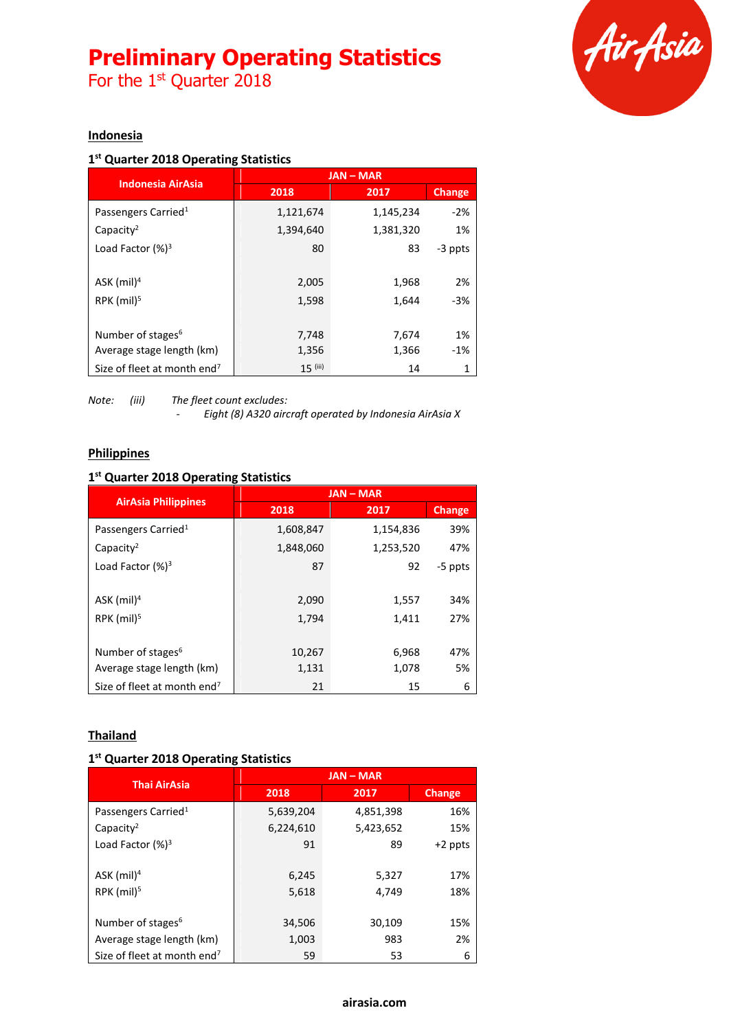# Preliminary Operating Statistics

For the 1st Quarter 2018

## Indonesia

### 1st Quarter 2018 Operating Statistics

| Indonesia AirAsia | JAN – MAR | | |
|---|---|---|---|
| | 2018 | 2017 | Change |
| Passengers Carried[1] | 1,121,674 | 1,145,234 | -2% |
| Capacity[2] | 1,394,640 | 1,381,320 | 1% |
| Load Factor (%)[3] | 80 | 83 | -3 ppts |
| | | | |
| ASK (mil)[4] | 2,005 | 1,968 | 2% |
| RPK (mil)[5] | 1,598 | 1,644 | -3% |
| | | | |
| Number of stages[6] | 7,748 | 7,674 | 1% |
| Average stage length (km) | 1,356 | 1,366 | -1% |
| Size of fleet at month end[7] | 15 (iii) | 14 | 1 |

*Note: (iii) The fleet count excludes:*
- *Eight (8) A320 aircraft operated by Indonesia AirAsia X*

## Philippines

### 1st Quarter 2018 Operating Statistics

| AirAsia Philippines | JAN – MAR | | |
|---|---|---|---|
| | 2018 | 2017 | Change |
| Passengers Carried[1] | 1,608,847 | 1,154,836 | 39% |
| Capacity[2] | 1,848,060 | 1,253,520 | 47% |
| Load Factor (%)[3] | 87 | 92 | -5 ppts |
| | | | |
| ASK (mil)[4] | 2,090 | 1,557 | 34% |
| RPK (mil)[5] | 1,794 | 1,411 | 27% |
| | | | |
| Number of stages[6] | 10,267 | 6,968 | 47% |
| Average stage length (km) | 1,131 | 1,078 | 5% |
| Size of fleet at month end[7] | 21 | 15 | 6 |

## Thailand

### 1st Quarter 2018 Operating Statistics

| Thai AirAsia | JAN – MAR | | |
|---|---|---|---|
| | 2018 | 2017 | Change |
| Passengers Carried[1] | 5,639,204 | 4,851,398 | 16% |
| Capacity[2] | 6,224,610 | 5,423,652 | 15% |
| Load Factor (%)[3] | 91 | 89 | +2 ppts |
| | | | |
| ASK (mil)[4] | 6,245 | 5,327 | 17% |
| RPK (mil)[5] | 5,618 | 4,749 | 18% |
| | | | |
| Number of stages[6] | 34,506 | 30,109 | 15% |
| Average stage length (km) | 1,003 | 983 | 2% |
| Size of fleet at month end[7] | 59 | 53 | 6 |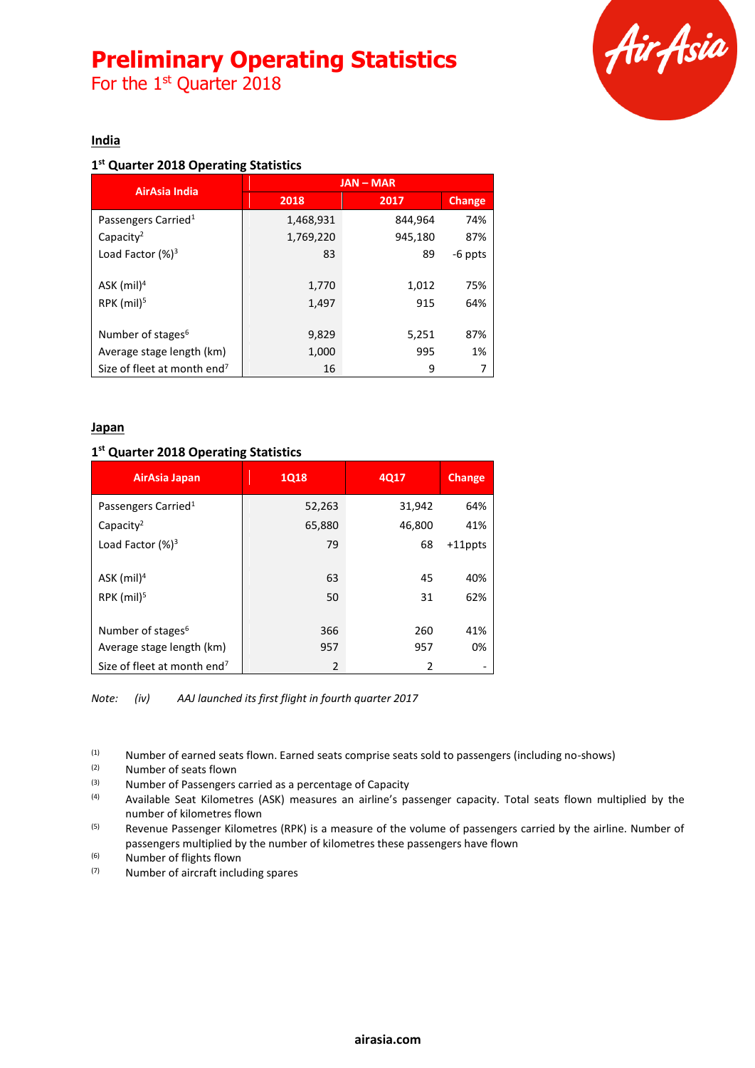# Preliminary Operating Statistics

For the 1st Quarter 2018

## India

### 1st Quarter 2018 Operating Statistics

| AirAsia India | JAN – MAR | | |
|---|---|---|---|
| | 2018 | 2017 | Change |
| Passengers Carried[1] | 1,468,931 | 844,964 | 74% |
| Capacity[2] | 1,769,220 | 945,180 | 87% |
| Load Factor (%)[3] | 83 | 89 | -6 ppts |
| ASK (mil)[4] | 1,770 | 1,012 | 75% |
| RPK (mil)[5] | 1,497 | 915 | 64% |
| Number of stages[6] | 9,829 | 5,251 | 87% |
| Average stage length (km) | 1,000 | 995 | 1% |
| Size of fleet at month end[7] | 16 | 9 | 7 |

## Japan

### 1st Quarter 2018 Operating Statistics

| AirAsia Japan | 1Q18 | 4Q17 | Change |
|---|---|---|---|
| Passengers Carried[1] | 52,263 | 31,942 | 64% |
| Capacity[2] | 65,880 | 46,800 | 41% |
| Load Factor (%)[3] | 79 | 68 | +11ppts |
| ASK (mil)[4] | 63 | 45 | 40% |
| RPK (mil)[5] | 50 | 31 | 62% |
| Number of stages[6] | 366 | 260 | 41% |
| Average stage length (km) | 957 | 957 | 0% |
| Size of fleet at month end[7] | 2 | 2 | - |

*Note: (iv) AAJ launched its first flight in fourth quarter 2017*

(1) Number of earned seats flown. Earned seats comprise seats sold to passengers (including no-shows)

(2) Number of seats flown

(3) Number of Passengers carried as a percentage of Capacity

(4) Available Seat Kilometres (ASK) measures an airline's passenger capacity. Total seats flown multiplied by the number of kilometres flown

(5) Revenue Passenger Kilometres (RPK) is a measure of the volume of passengers carried by the airline. Number of passengers multiplied by the number of kilometres these passengers have flown

(6) Number of flights flown

(7) Number of aircraft including spares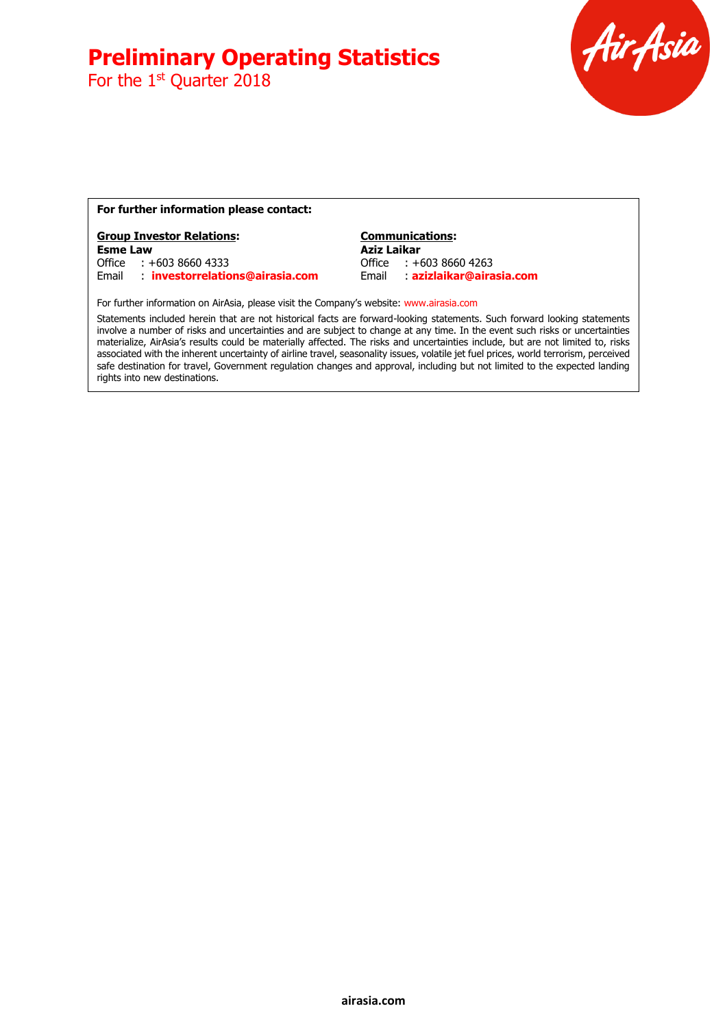# Preliminary Operating Statistics

For the 1st Quarter 2018

**For further information please contact:**

**Group Investor Relations:**
**Esme Law**
Office : +603 8660 4333
Email : **investorrelations@airasia.com**

**Communications:**
**Aziz Laikar**
Office : +603 8660 4263
Email : **azizlaikar@airasia.com**

For further information on AirAsia, please visit the Company's website: www.airasia.com

Statements included herein that are not historical facts are forward-looking statements. Such forward looking statements involve a number of risks and uncertainties and are subject to change at any time. In the event such risks or uncertainties materialize, AirAsia's results could be materially affected. The risks and uncertainties include, but are not limited to, risks associated with the inherent uncertainty of airline travel, seasonality issues, volatile jet fuel prices, world terrorism, perceived safe destination for travel, Government regulation changes and approval, including but not limited to the expected landing rights into new destinations.